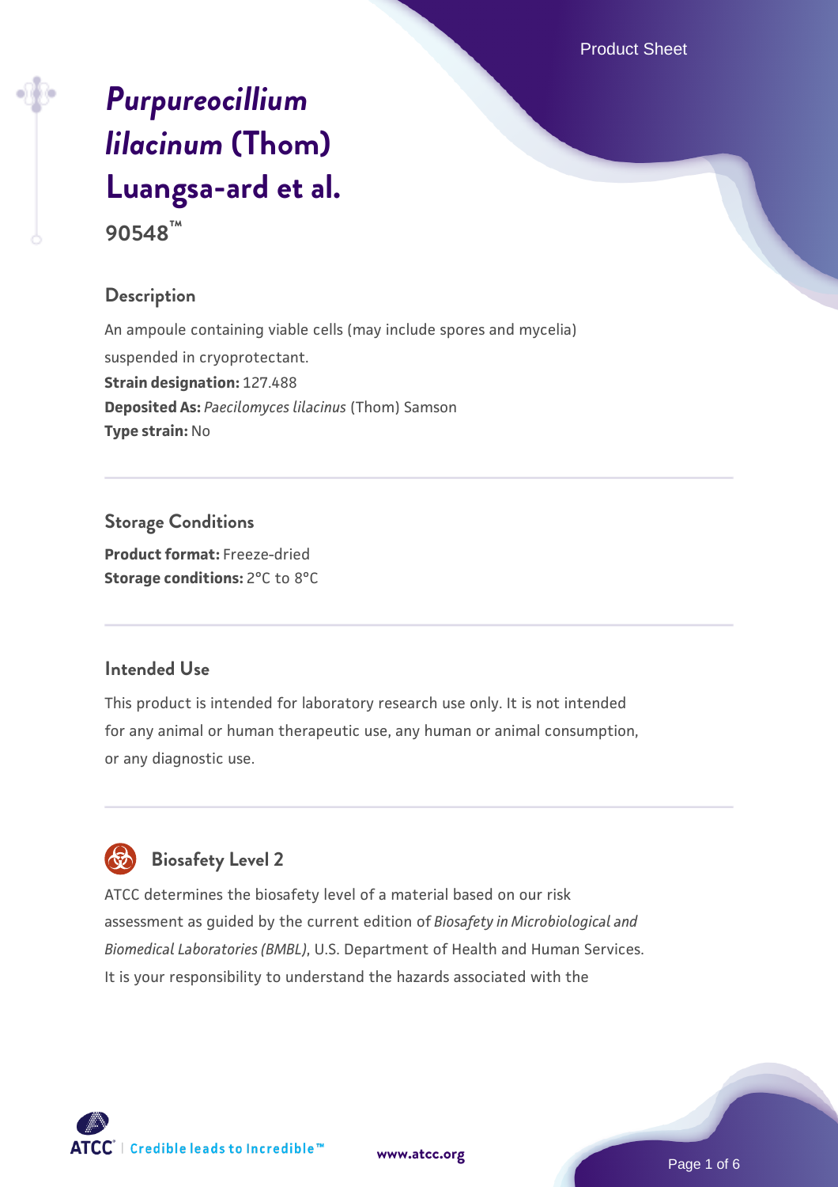# *Purpureocillium lilacinum* (Thom) Luangsa-ard et al.

**90548™**

## Description

An ampoule containing viable cells (may include spores and mycelia) suspended in cryoprotectant.

**Strain designation:** 127.488

**Deposited As:** *Paecilomyces lilacinus* (Thom) Samson

**Type strain:** No

## Storage Conditions

**Product format:** Freeze-dried

**Storage conditions:** 2°C to 8°C

## Intended Use

This product is intended for laboratory research use only. It is not intended for any animal or human therapeutic use, any human or animal consumption, or any diagnostic use.

## Biosafety Level 2

ATCC determines the biosafety level of a material based on our risk assessment as guided by the current edition of *Biosafety in Microbiological and Biomedical Laboratories (BMBL)*, U.S. Department of Health and Human Services. It is your responsibility to understand the hazards associated with the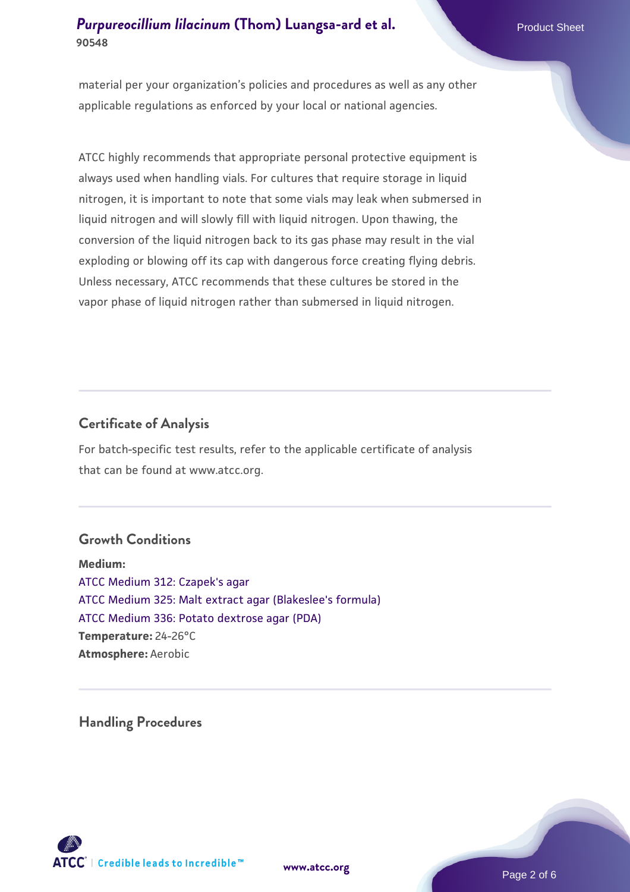material per your organization's policies and procedures as well as any other applicable regulations as enforced by your local or national agencies.

ATCC highly recommends that appropriate personal protective equipment is always used when handling vials. For cultures that require storage in liquid nitrogen, it is important to note that some vials may leak when submersed in liquid nitrogen and will slowly fill with liquid nitrogen. Upon thawing, the conversion of the liquid nitrogen back to its gas phase may result in the vial exploding or blowing off its cap with dangerous force creating flying debris. Unless necessary, ATCC recommends that these cultures be stored in the vapor phase of liquid nitrogen rather than submersed in liquid nitrogen.

## Certificate of Analysis

For batch-specific test results, refer to the applicable certificate of analysis that can be found at www.atcc.org.

## Growth Conditions

**Medium:**
ATCC Medium 312: Czapek's agar
ATCC Medium 325: Malt extract agar (Blakeslee's formula)
ATCC Medium 336: Potato dextrose agar (PDA)
**Temperature:** 24-26°C
**Atmosphere:** Aerobic

## Handling Procedures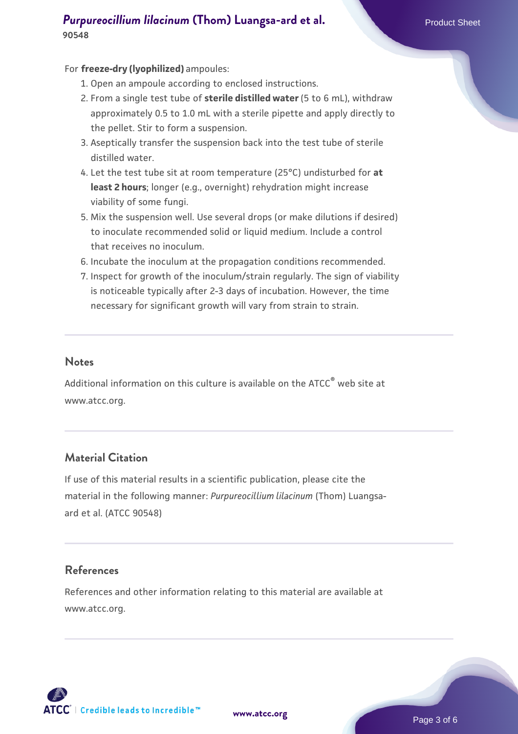For **freeze-dry (lyophilized)** ampoules:

1. Open an ampoule according to enclosed instructions.
2. From a single test tube of **sterile distilled water** (5 to 6 mL), withdraw approximately 0.5 to 1.0 mL with a sterile pipette and apply directly to the pellet. Stir to form a suspension.
3. Aseptically transfer the suspension back into the test tube of sterile distilled water.
4. Let the test tube sit at room temperature (25°C) undisturbed for **at least 2 hours**; longer (e.g., overnight) rehydration might increase viability of some fungi.
5. Mix the suspension well. Use several drops (or make dilutions if desired) to inoculate recommended solid or liquid medium. Include a control that receives no inoculum.
6. Incubate the inoculum at the propagation conditions recommended.
7. Inspect for growth of the inoculum/strain regularly. The sign of viability is noticeable typically after 2-3 days of incubation. However, the time necessary for significant growth will vary from strain to strain.

## Notes

Additional information on this culture is available on the ATCC® web site at www.atcc.org.

## Material Citation

If use of this material results in a scientific publication, please cite the material in the following manner: *Purpureocillium lilacinum* (Thom) Luangsa-ard et al. (ATCC 90548)

## References

References and other information relating to this material are available at www.atcc.org.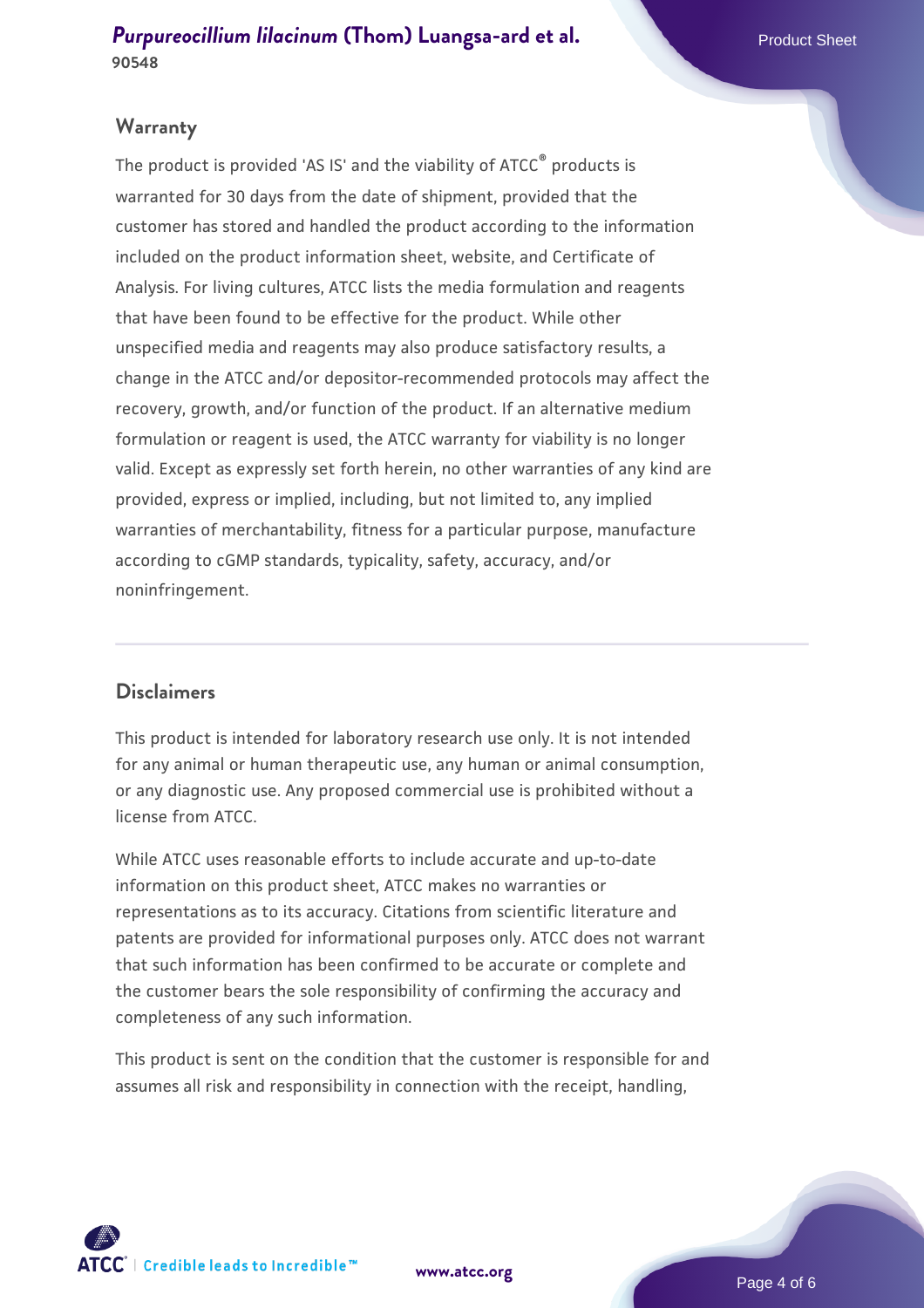## Warranty

The product is provided 'AS IS' and the viability of ATCC® products is warranted for 30 days from the date of shipment, provided that the customer has stored and handled the product according to the information included on the product information sheet, website, and Certificate of Analysis. For living cultures, ATCC lists the media formulation and reagents that have been found to be effective for the product. While other unspecified media and reagents may also produce satisfactory results, a change in the ATCC and/or depositor-recommended protocols may affect the recovery, growth, and/or function of the product. If an alternative medium formulation or reagent is used, the ATCC warranty for viability is no longer valid. Except as expressly set forth herein, no other warranties of any kind are provided, express or implied, including, but not limited to, any implied warranties of merchantability, fitness for a particular purpose, manufacture according to cGMP standards, typicality, safety, accuracy, and/or noninfringement.

## Disclaimers

This product is intended for laboratory research use only. It is not intended for any animal or human therapeutic use, any human or animal consumption, or any diagnostic use. Any proposed commercial use is prohibited without a license from ATCC.

While ATCC uses reasonable efforts to include accurate and up-to-date information on this product sheet, ATCC makes no warranties or representations as to its accuracy. Citations from scientific literature and patents are provided for informational purposes only. ATCC does not warrant that such information has been confirmed to be accurate or complete and the customer bears the sole responsibility of confirming the accuracy and completeness of any such information.

This product is sent on the condition that the customer is responsible for and assumes all risk and responsibility in connection with the receipt, handling,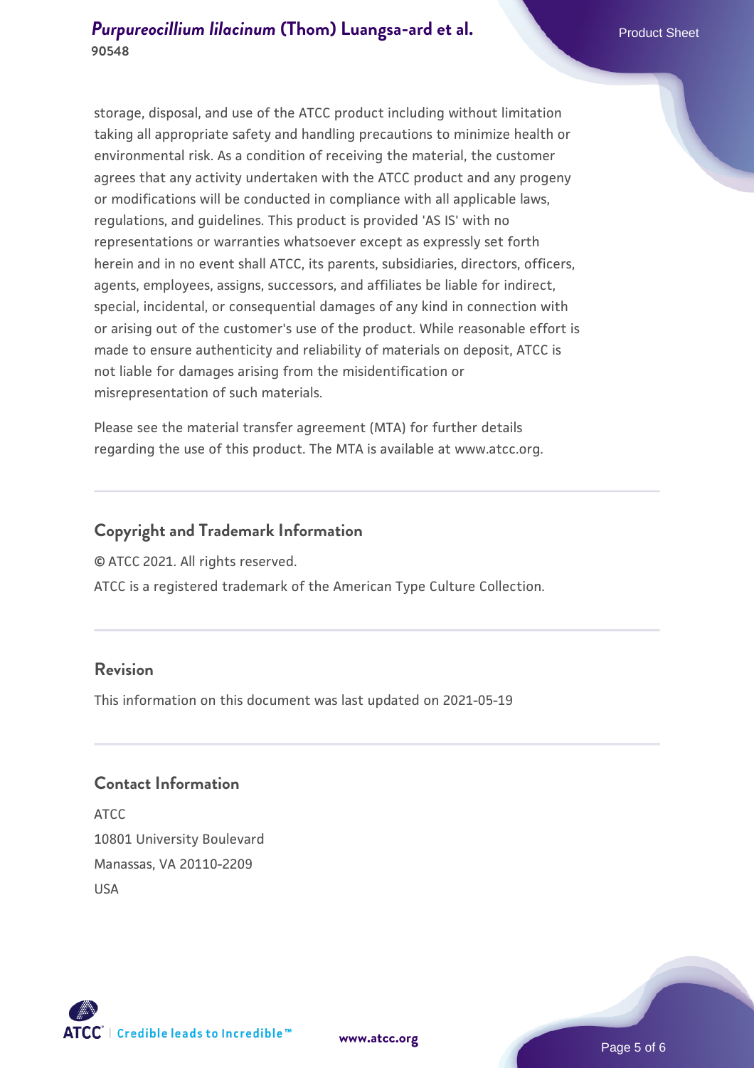storage, disposal, and use of the ATCC product including without limitation taking all appropriate safety and handling precautions to minimize health or environmental risk. As a condition of receiving the material, the customer agrees that any activity undertaken with the ATCC product and any progeny or modifications will be conducted in compliance with all applicable laws, regulations, and guidelines. This product is provided 'AS IS' with no representations or warranties whatsoever except as expressly set forth herein and in no event shall ATCC, its parents, subsidiaries, directors, officers, agents, employees, assigns, successors, and affiliates be liable for indirect, special, incidental, or consequential damages of any kind in connection with or arising out of the customer's use of the product. While reasonable effort is made to ensure authenticity and reliability of materials on deposit, ATCC is not liable for damages arising from the misidentification or misrepresentation of such materials.

Please see the material transfer agreement (MTA) for further details regarding the use of this product. The MTA is available at www.atcc.org.

## Copyright and Trademark Information

© ATCC 2021. All rights reserved.

ATCC is a registered trademark of the American Type Culture Collection.

## Revision

This information on this document was last updated on 2021-05-19

## Contact Information

ATCC
10801 University Boulevard
Manassas, VA 20110-2209
USA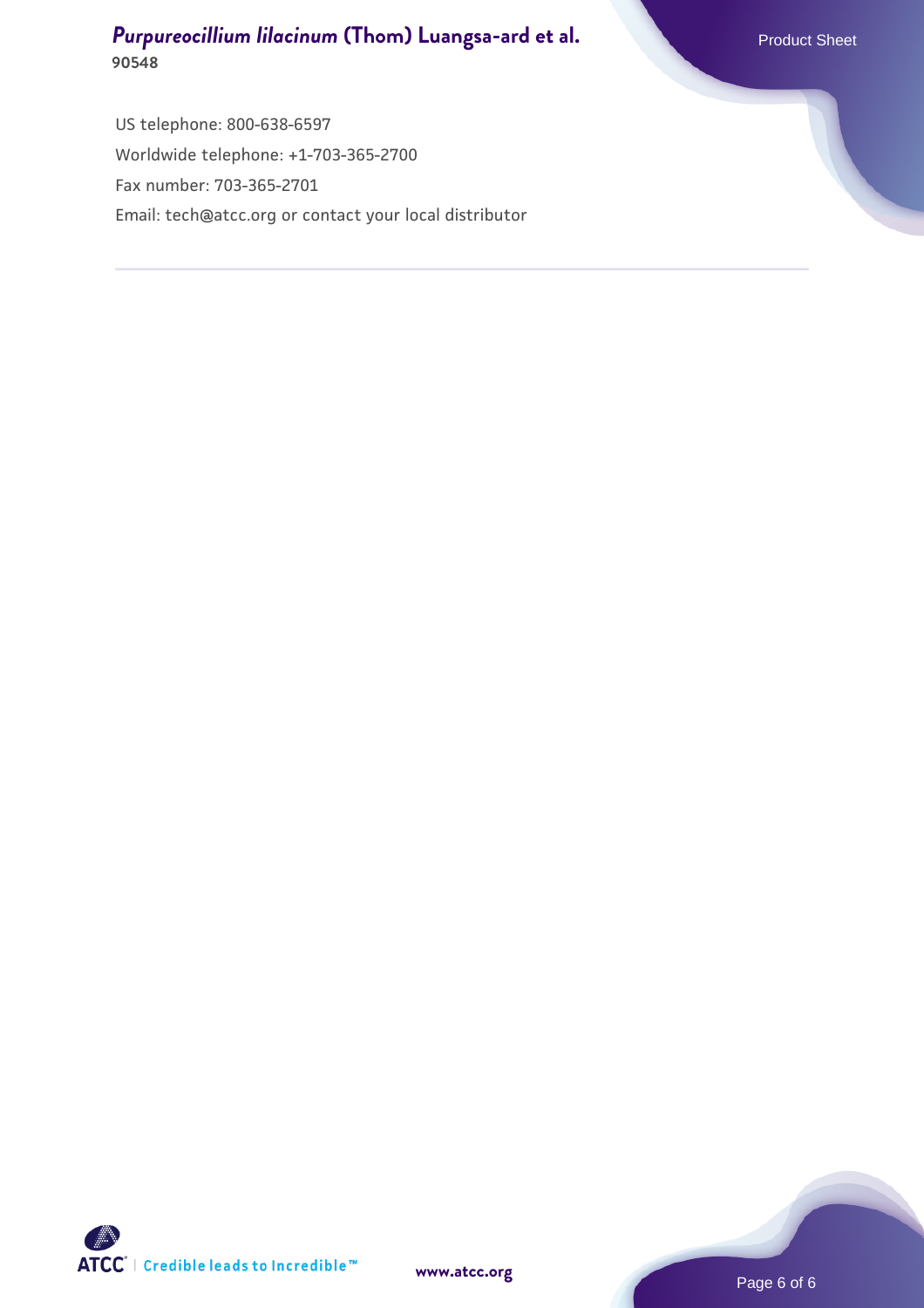US telephone: 800-638-6597

Worldwide telephone: +1-703-365-2700

Fax number: 703-365-2701

Email: tech@atcc.org or contact your local distributor